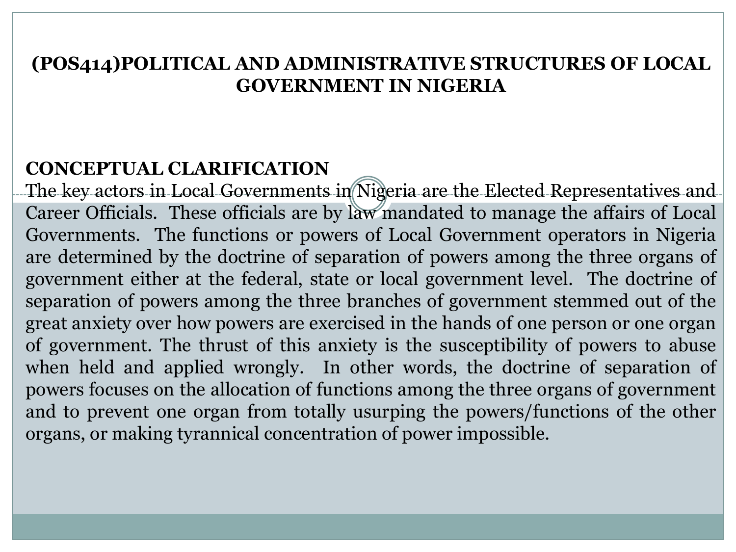# (POS414)POLITICAL AND ADMINISTRATIVE STRUCTURES OF LOCAL GOVERNMENT IN NIGERIA

## CONCEPTUAL CLARIFICATION

The key actors in Local Governments in Nigeria are the Elected Representatives and Career Officials. These officials are by law mandated to manage the affairs of Local Governments. The functions or powers of Local Government operators in Nigeria are determined by the doctrine of separation of powers among the three organs of government either at the federal, state or local government level. The doctrine of separation of powers among the three branches of government stemmed out of the great anxiety over how powers are exercised in the hands of one person or one organ of government. The thrust of this anxiety is the susceptibility of powers to abuse when held and applied wrongly. In other words, the doctrine of separation of powers focuses on the allocation of functions among the three organs of government and to prevent one organ from totally usurping the powers/functions of the other organs, or making tyrannical concentration of power impossible.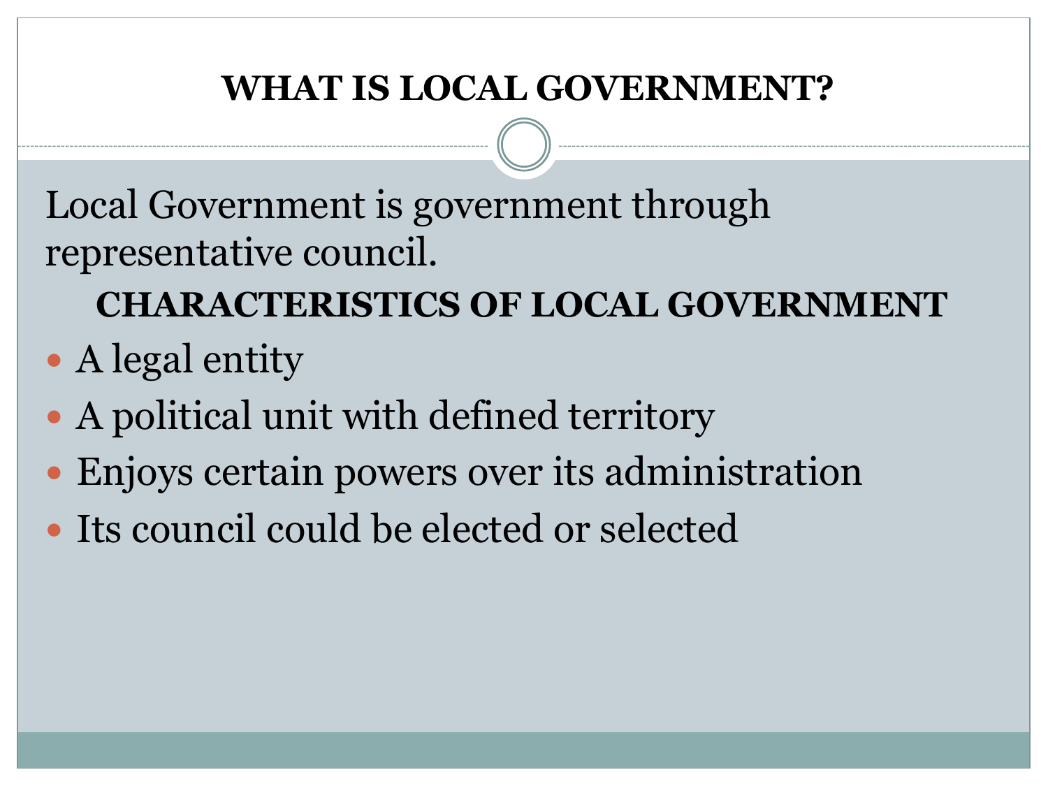# WHAT IS LOCAL GOVERNMENT?

Local Government is government through representative council.

## CHARACTERISTICS OF LOCAL GOVERNMENT

- A legal entity
- A political unit with defined territory
- Enjoys certain powers over its administration
- Its council could be elected or selected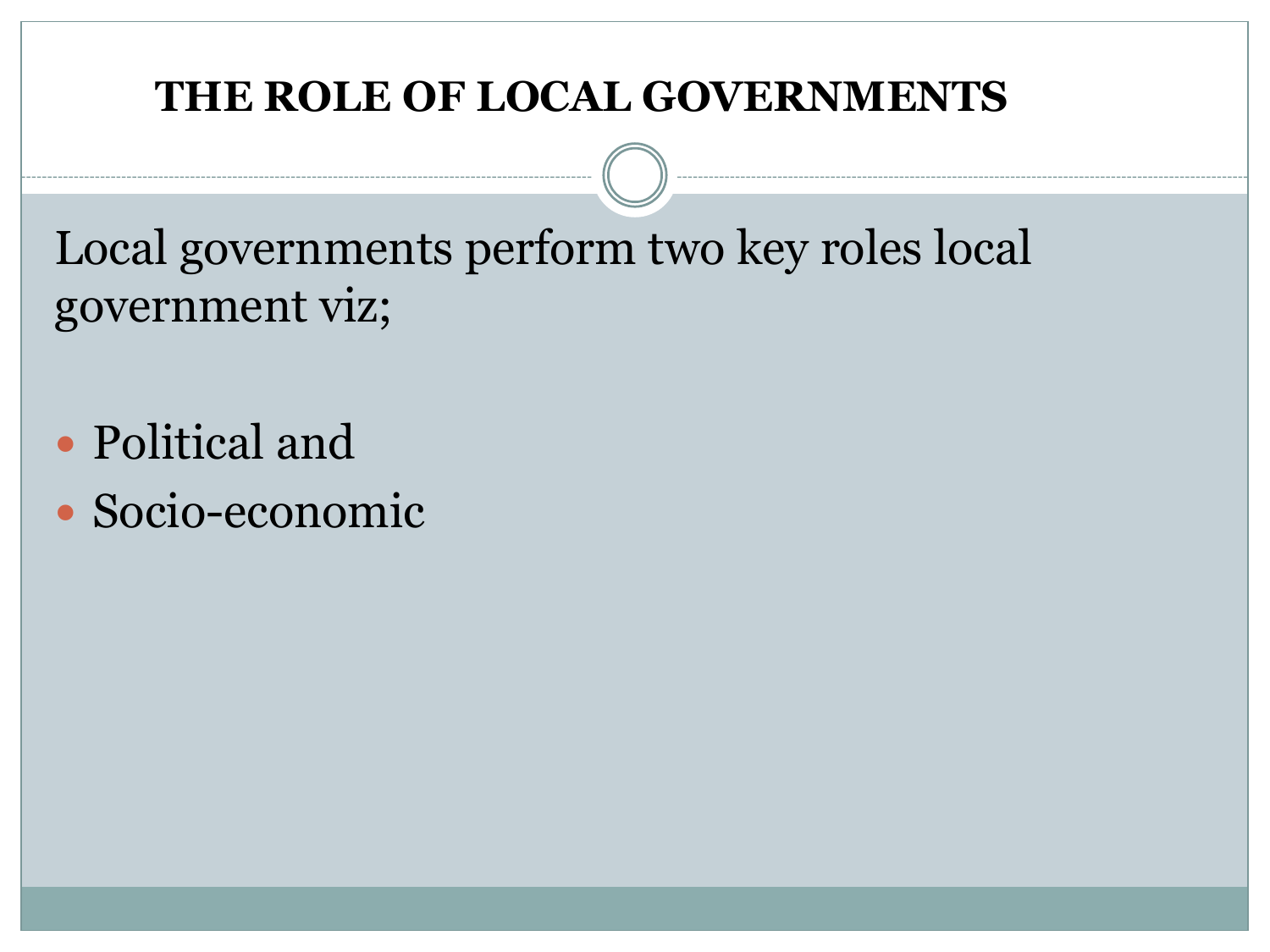# THE ROLE OF LOCAL GOVERNMENTS

Local governments perform two key roles local government viz;

- Political and
- Socio-economic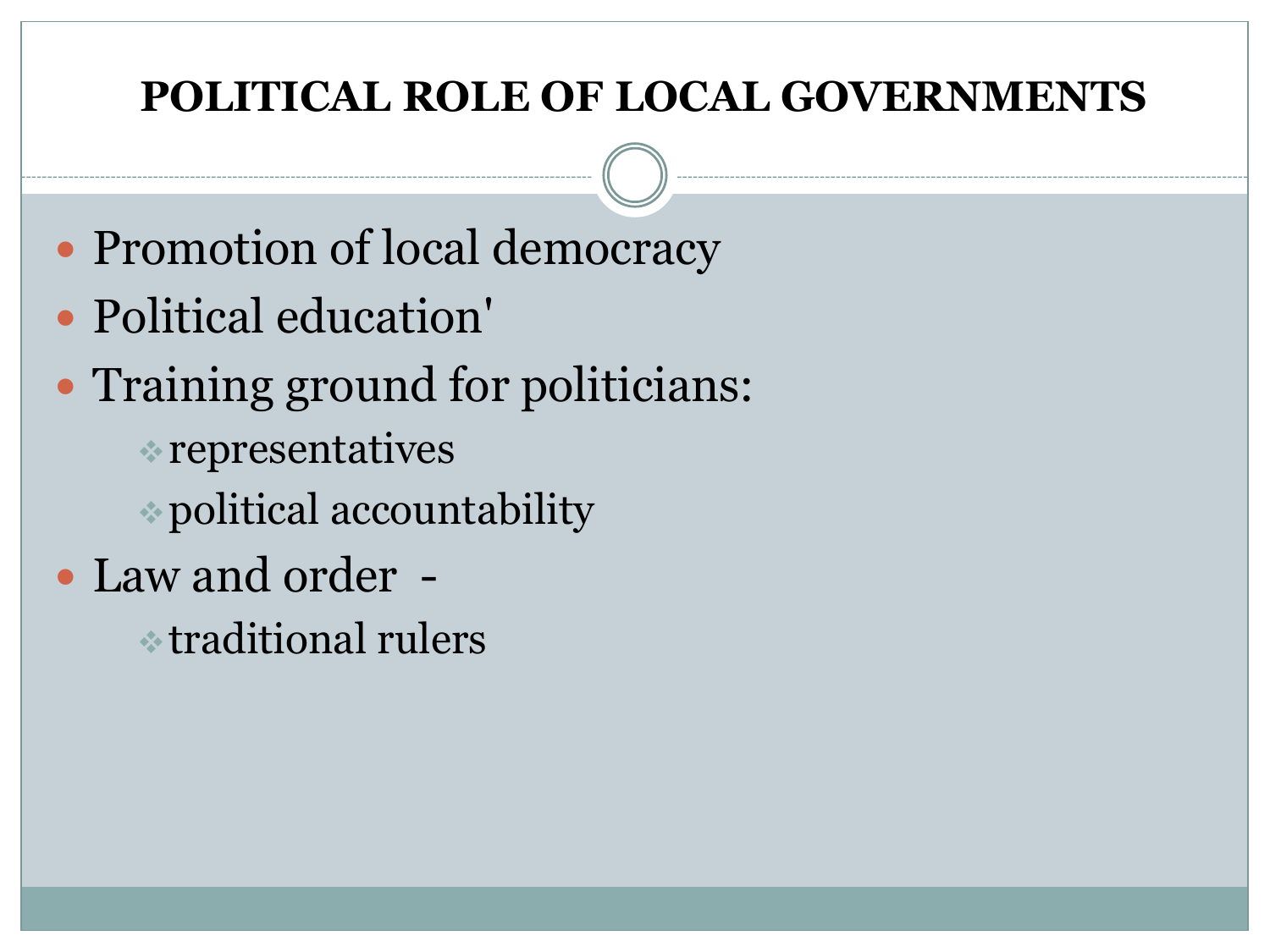# POLITICAL ROLE OF LOCAL GOVERNMENTS

- Promotion of local democracy
- Political education'
- Training ground for politicians:
  - representatives
  - political accountability
- Law and order -
  - traditional rulers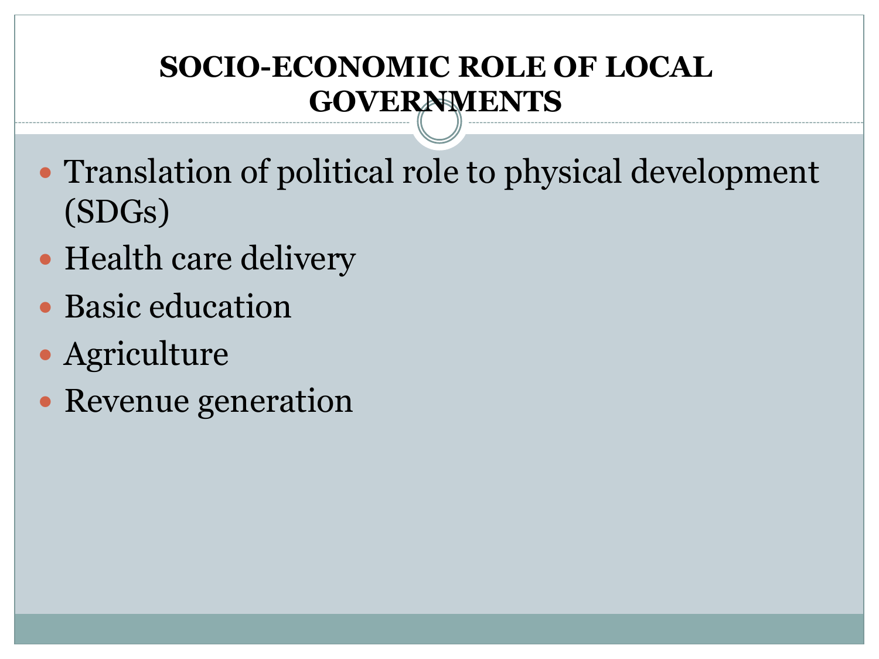# SOCIO-ECONOMIC ROLE OF LOCAL GOVERNMENTS

- Translation of political role to physical development (SDGs)
- Health care delivery
- Basic education
- Agriculture
- Revenue generation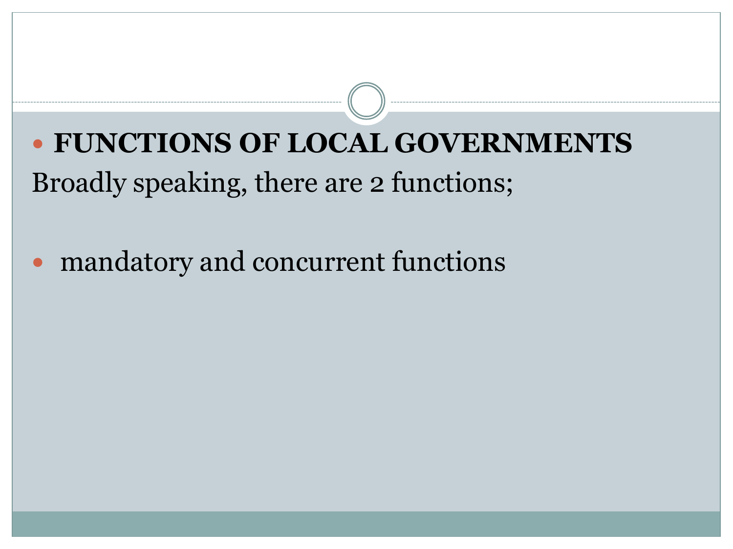- **FUNCTIONS OF LOCAL GOVERNMENTS**

Broadly speaking, there are 2 functions;

- mandatory and concurrent functions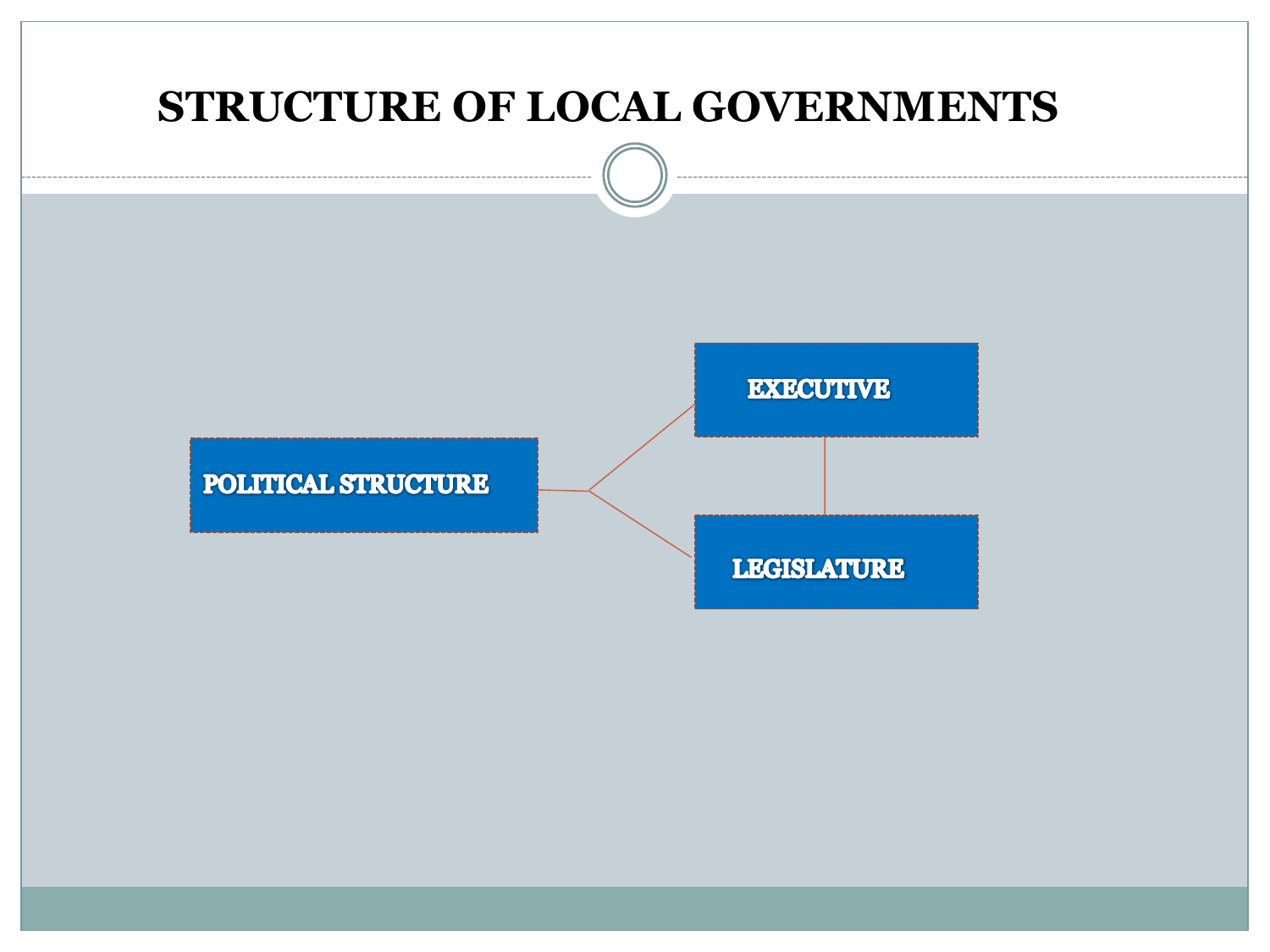# STRUCTURE OF LOCAL GOVERNMENTS

- POLITICAL STRUCTURE
  - EXECUTIVE
  - LEGISLATURE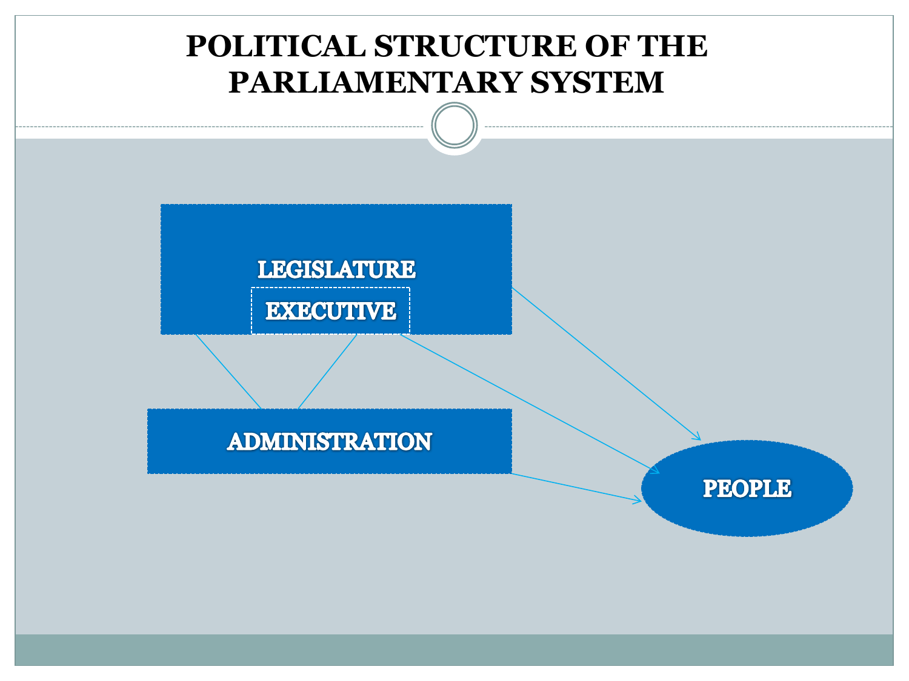# POLITICAL STRUCTURE OF THE PARLIAMENTARY SYSTEM

LEGISLATURE

EXECUTIVE

ADMINISTRATION

PEOPLE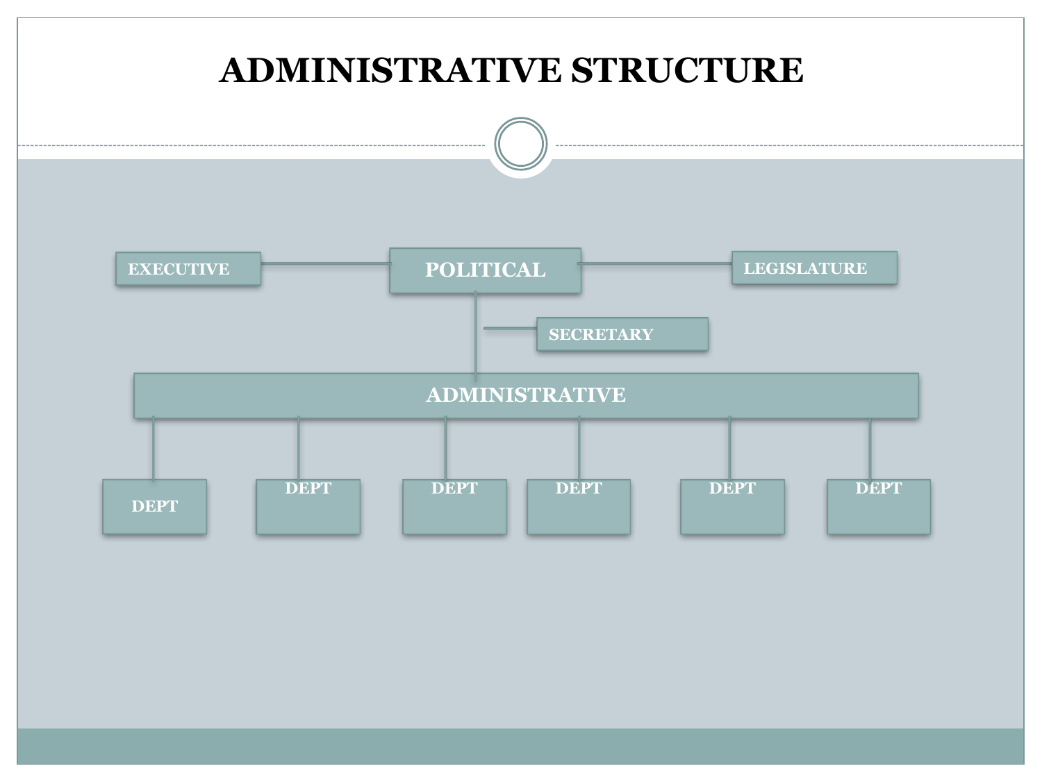# ADMINISTRATIVE STRUCTURE

EXECUTIVE

POLITICAL

LEGISLATURE

SECRETARY

ADMINISTRATIVE

DEPT

DEPT

DEPT

DEPT

DEPT

DEPT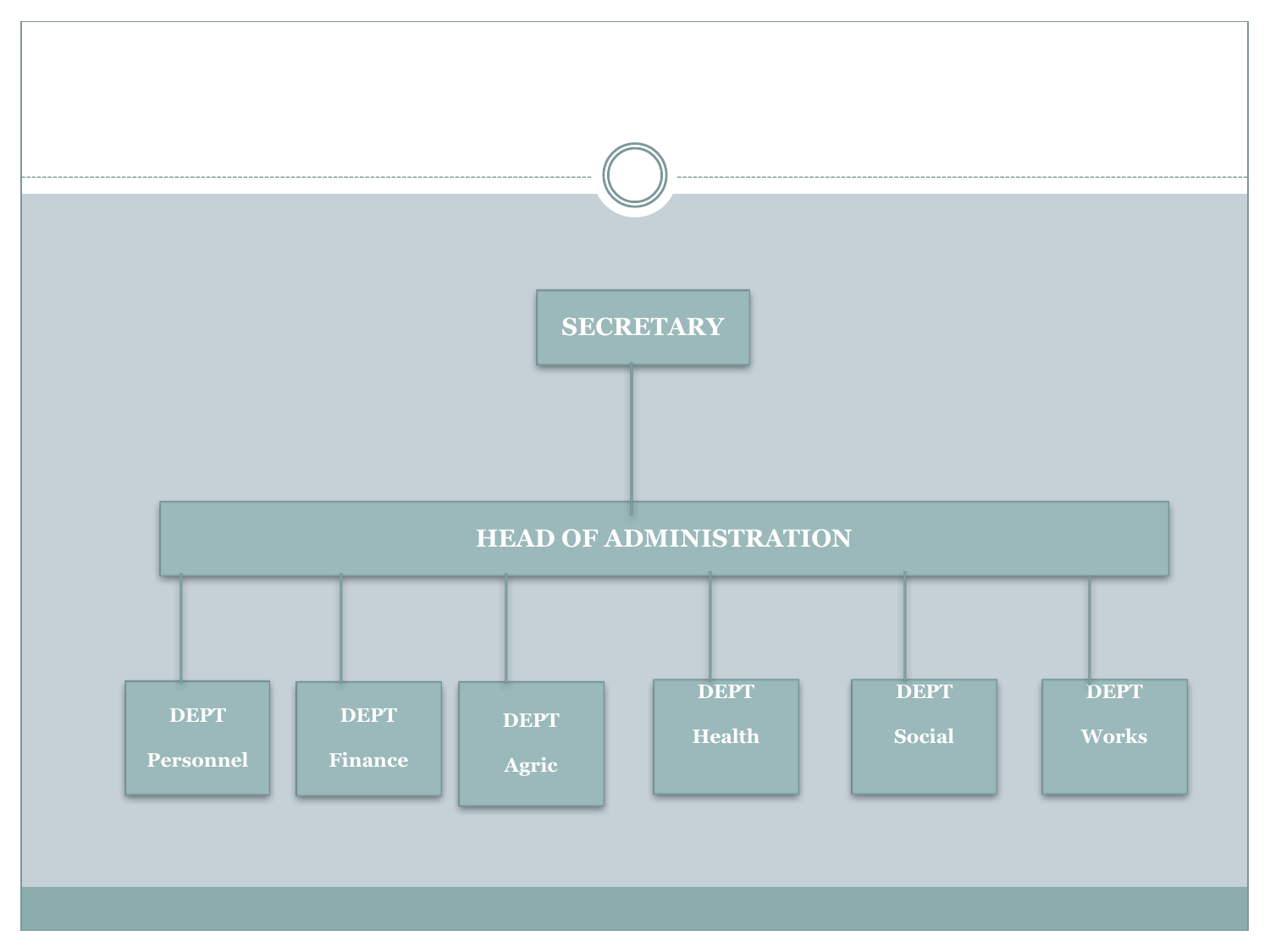SECRETARY

HEAD OF ADMINISTRATION

- DEPT Personnel
- DEPT Finance
- DEPT Agric
- DEPT Health
- DEPT Social
- DEPT Works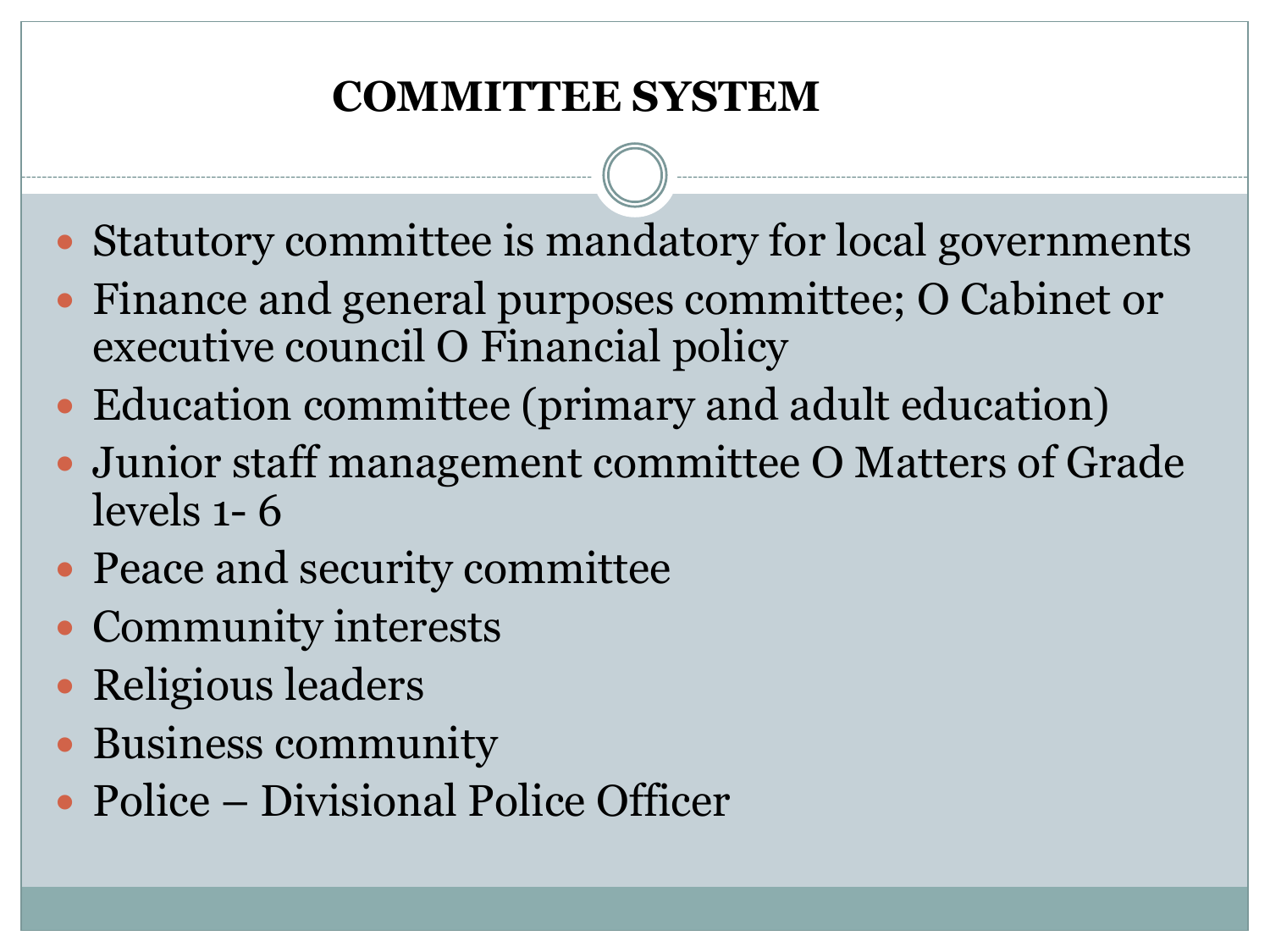# COMMITTEE SYSTEM

- Statutory committee is mandatory for local governments
- Finance and general purposes committee; O Cabinet or executive council O Financial policy
- Education committee (primary and adult education)
- Junior staff management committee O Matters of Grade levels 1- 6
- Peace and security committee
- Community interests
- Religious leaders
- Business community
- Police – Divisional Police Officer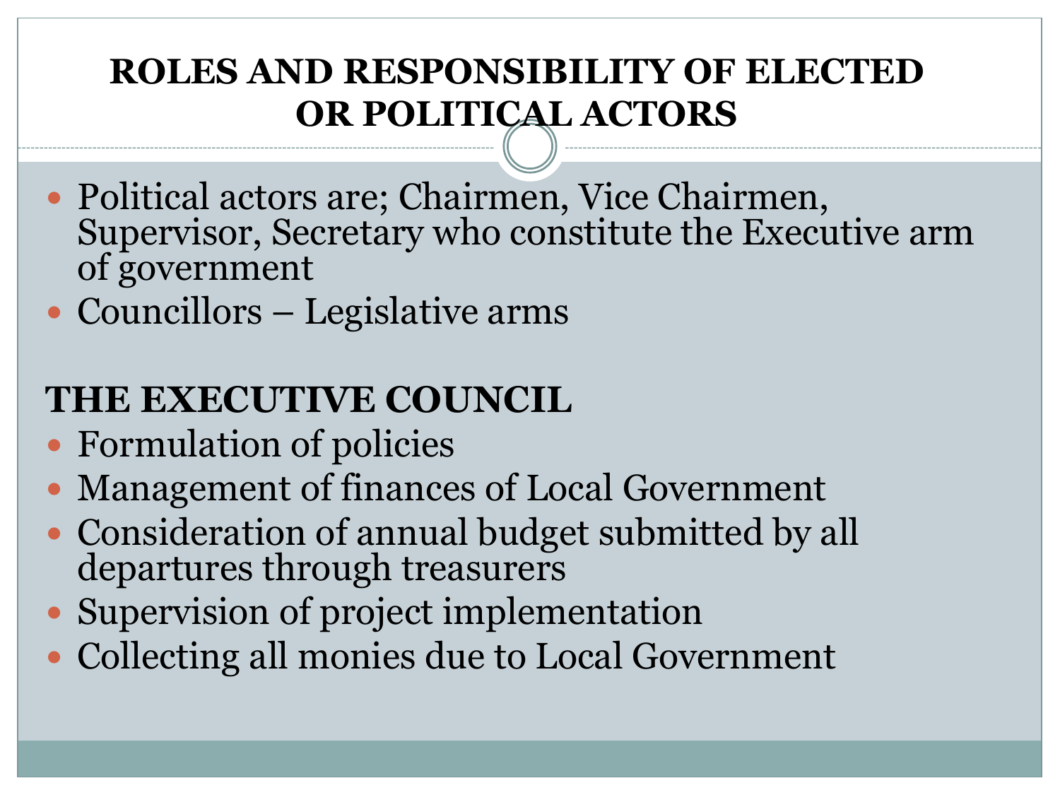# ROLES AND RESPONSIBILITY OF ELECTED OR POLITICAL ACTORS

- Political actors are; Chairmen, Vice Chairmen, Supervisor, Secretary who constitute the Executive arm of government
- Councillors – Legislative arms

## THE EXECUTIVE COUNCIL

- Formulation of policies
- Management of finances of Local Government
- Consideration of annual budget submitted by all departures through treasurers
- Supervision of project implementation
- Collecting all monies due to Local Government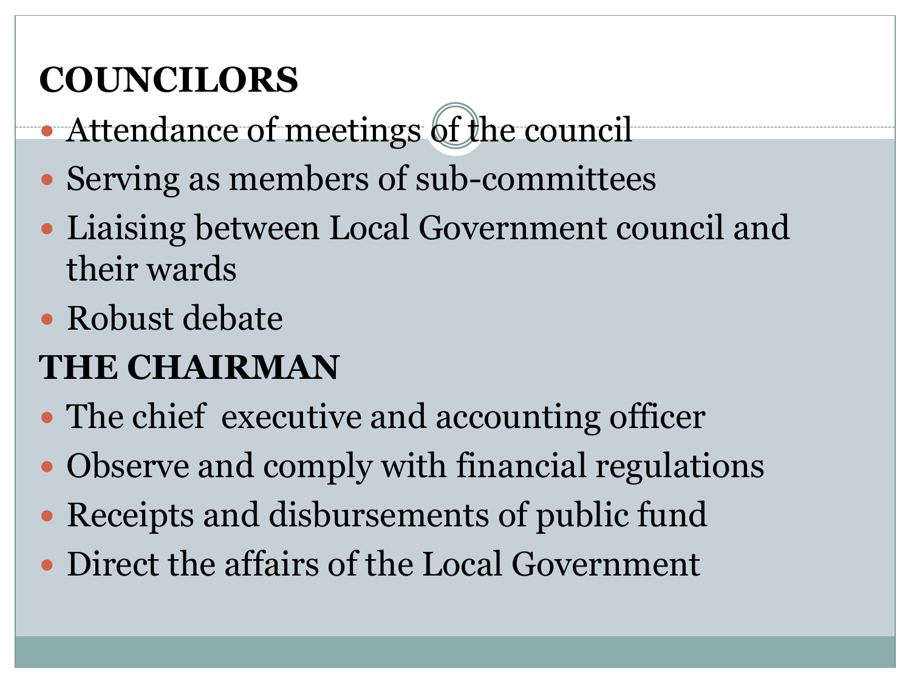**COUNCILORS**

- Attendance of meetings of the council
- Serving as members of sub-committees
- Liaising between Local Government council and their wards
- Robust debate

**THE CHAIRMAN**

- The chief  executive and accounting officer
- Observe and comply with financial regulations
- Receipts and disbursements of public fund
- Direct the affairs of the Local Government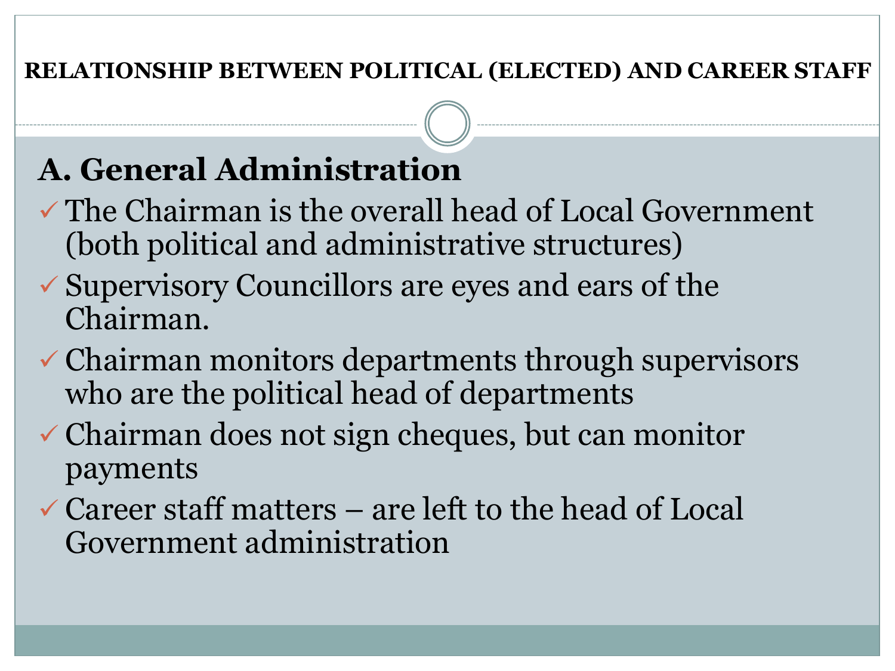# RELATIONSHIP BETWEEN POLITICAL (ELECTED) AND CAREER STAFF

## A. General Administration

- ✓ The Chairman is the overall head of Local Government (both political and administrative structures)
- ✓ Supervisory Councillors are eyes and ears of the Chairman.
- ✓ Chairman monitors departments through supervisors who are the political head of departments
- ✓ Chairman does not sign cheques, but can monitor payments
- ✓ Career staff matters – are left to the head of Local Government administration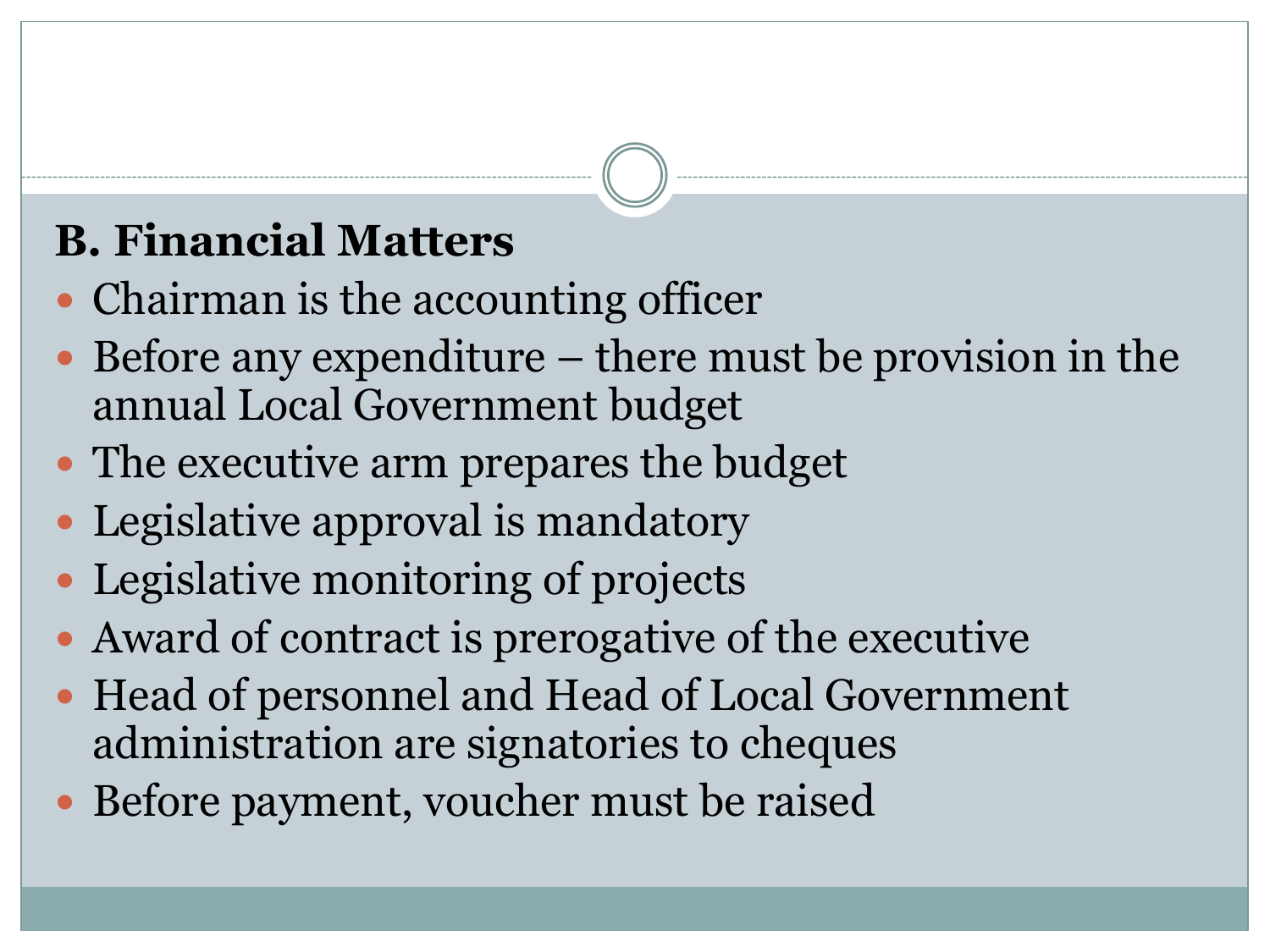## B. Financial Matters

- Chairman is the accounting officer
- Before any expenditure – there must be provision in the annual Local Government budget
- The executive arm prepares the budget
- Legislative approval is mandatory
- Legislative monitoring of projects
- Award of contract is prerogative of the executive
- Head of personnel and Head of Local Government administration are signatories to cheques
- Before payment, voucher must be raised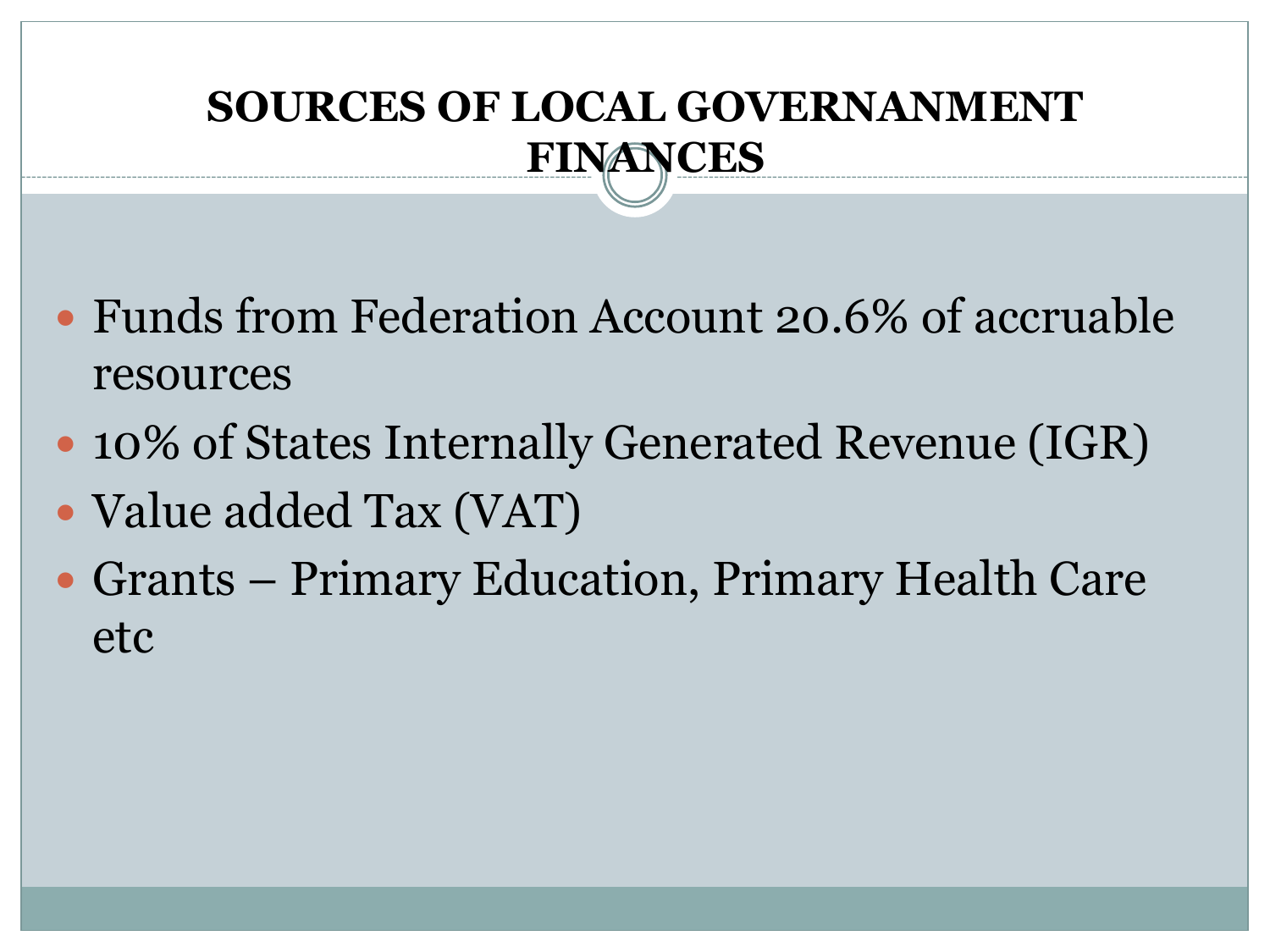# SOURCES OF LOCAL GOVERNANMENT FINANCES

- Funds from Federation Account 20.6% of accruable resources
- 10% of States Internally Generated Revenue (IGR)
- Value added Tax (VAT)
- Grants – Primary Education, Primary Health Care etc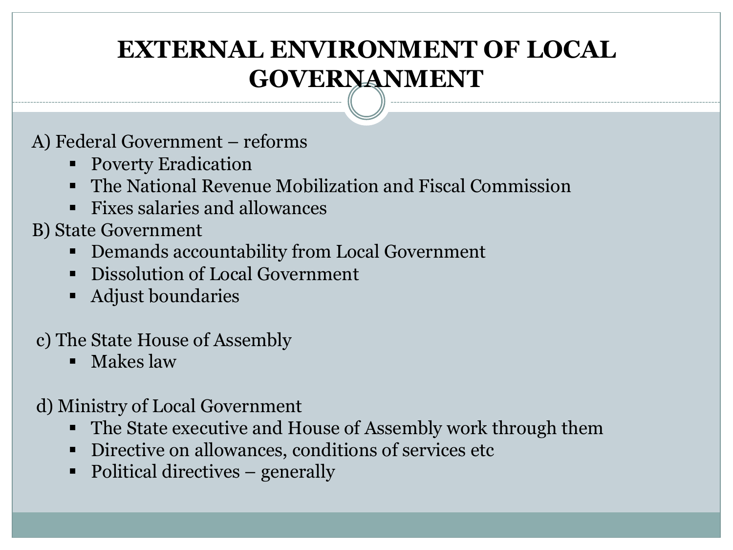# EXTERNAL ENVIRONMENT OF LOCAL GOVERNANMENT

A) Federal Government – reforms

- Poverty Eradication
- The National Revenue Mobilization and Fiscal Commission
- Fixes salaries and allowances

B) State Government

- Demands accountability from Local Government
- Dissolution of Local Government
- Adjust boundaries

c) The State House of Assembly

- Makes law

d) Ministry of Local Government

- The State executive and House of Assembly work through them
- Directive on allowances, conditions of services etc
- Political directives – generally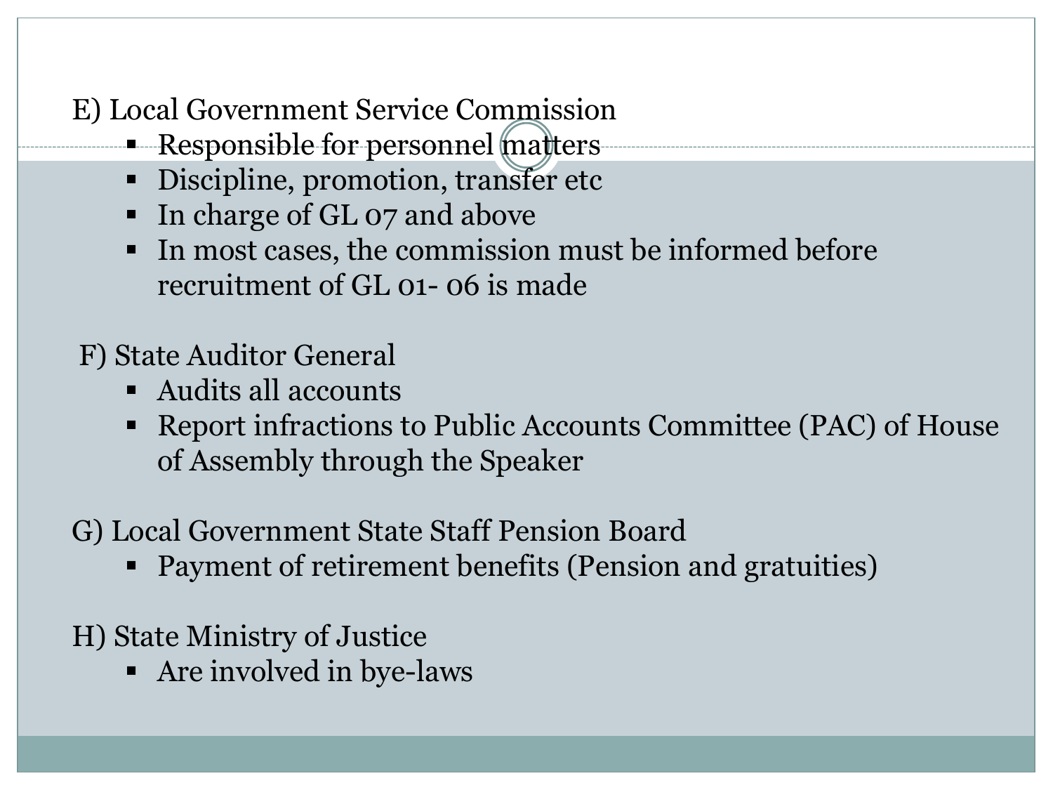E) Local Government Service Commission

- Responsible for personnel matters
- Discipline, promotion, transfer etc
- In charge of GL 07 and above
- In most cases, the commission must be informed before recruitment of GL 01- 06 is made

F) State Auditor General

- Audits all accounts
- Report infractions to Public Accounts Committee (PAC) of House of Assembly through the Speaker

G) Local Government State Staff Pension Board

- Payment of retirement benefits (Pension and gratuities)

H) State Ministry of Justice

- Are involved in bye-laws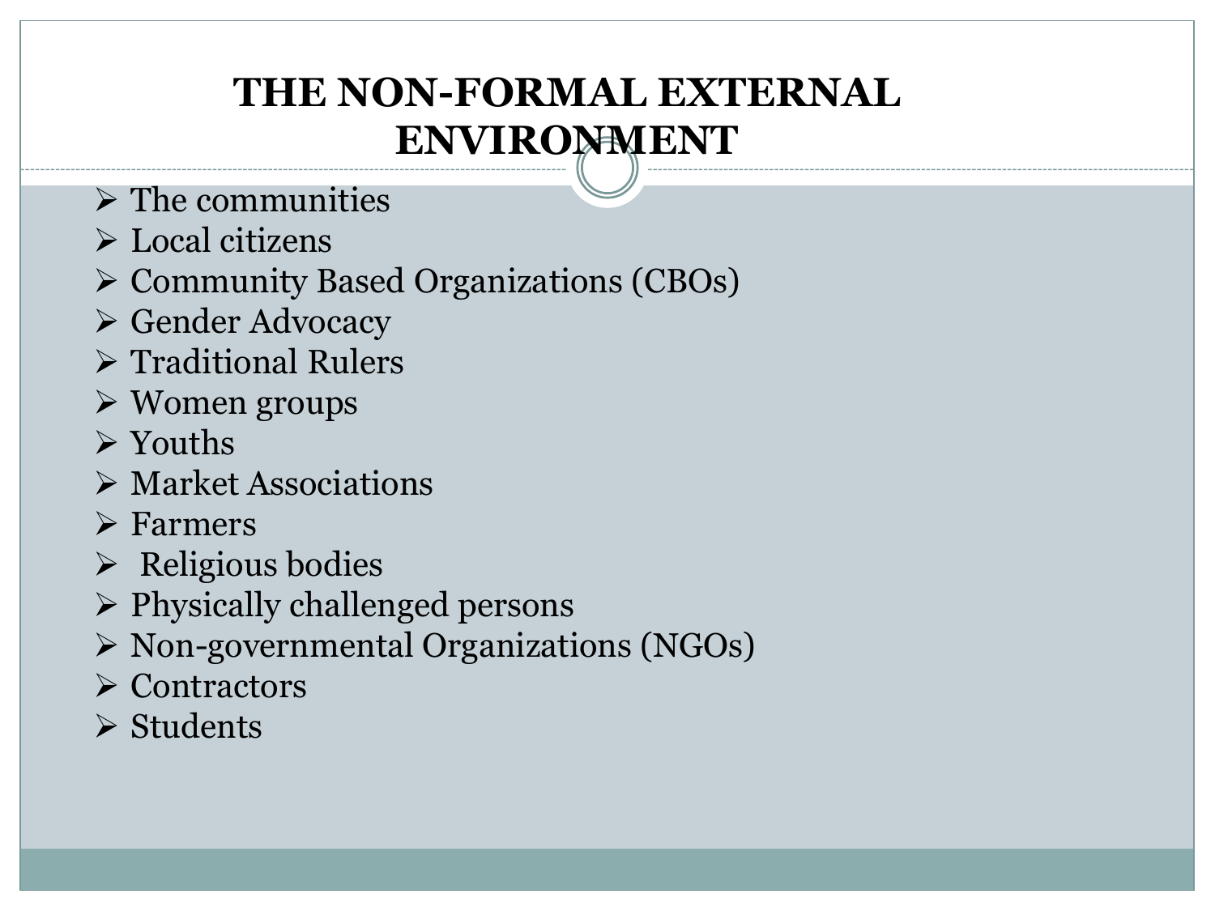# THE NON-FORMAL EXTERNAL ENVIRONMENT

- The communities
- Local citizens
- Community Based Organizations (CBOs)
- Gender Advocacy
- Traditional Rulers
- Women groups
- Youths
- Market Associations
- Farmers
- Religious bodies
- Physically challenged persons
- Non-governmental Organizations (NGOs)
- Contractors
- Students